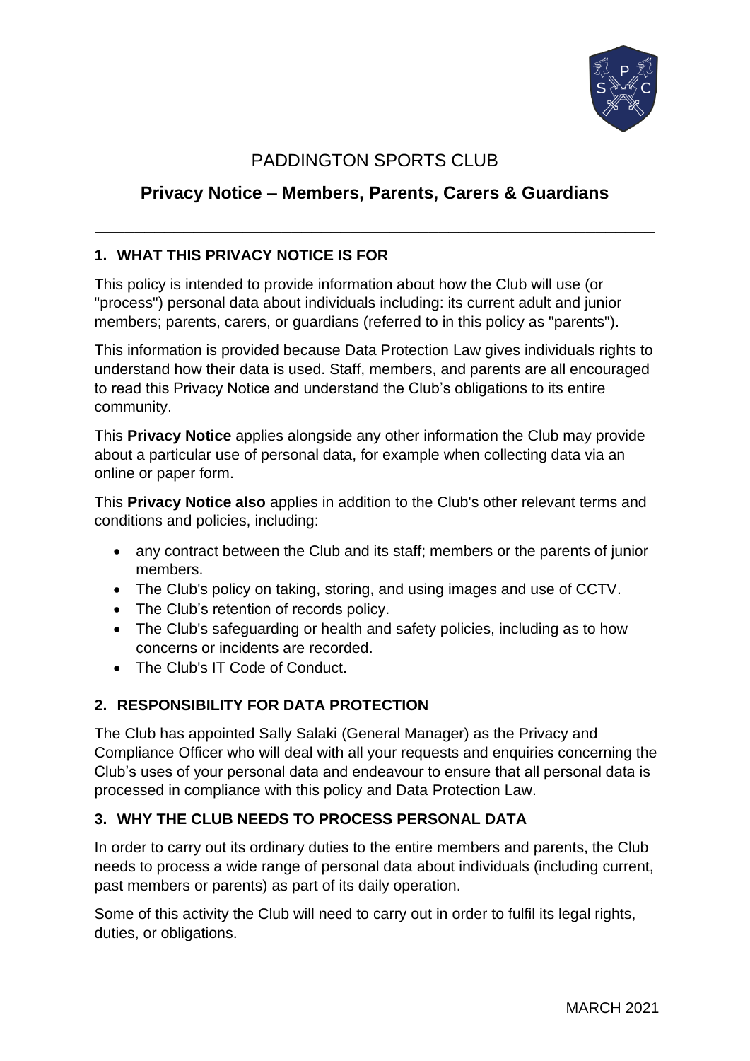# PADDINGTON SPORTS CLUB

## Privacy Notice – Members, Parents, Carers & Guardians

---

### 1. WHAT THIS PRIVACY NOTICE IS FOR

This policy is intended to provide information about how the Club will use (or "process") personal data about individuals including: its current adult and junior members; parents, carers, or guardians (referred to in this policy as "parents").

This information is provided because Data Protection Law gives individuals rights to understand how their data is used. Staff, members, and parents are all encouraged to read this Privacy Notice and understand the Club's obligations to its entire community.

This **Privacy Notice** applies alongside any other information the Club may provide about a particular use of personal data, for example when collecting data via an online or paper form.

This **Privacy Notice also** applies in addition to the Club's other relevant terms and conditions and policies, including:

- any contract between the Club and its staff; members or the parents of junior members.
- The Club's policy on taking, storing, and using images and use of CCTV.
- The Club's retention of records policy.
- The Club's safeguarding or health and safety policies, including as to how concerns or incidents are recorded.
- The Club's IT Code of Conduct.

### 2. RESPONSIBILITY FOR DATA PROTECTION

The Club has appointed Sally Salaki (General Manager) as the Privacy and Compliance Officer who will deal with all your requests and enquiries concerning the Club's uses of your personal data and endeavour to ensure that all personal data is processed in compliance with this policy and Data Protection Law.

### 3. WHY THE CLUB NEEDS TO PROCESS PERSONAL DATA

In order to carry out its ordinary duties to the entire members and parents, the Club needs to process a wide range of personal data about individuals (including current, past members or parents) as part of its daily operation.

Some of this activity the Club will need to carry out in order to fulfil its legal rights, duties, or obligations.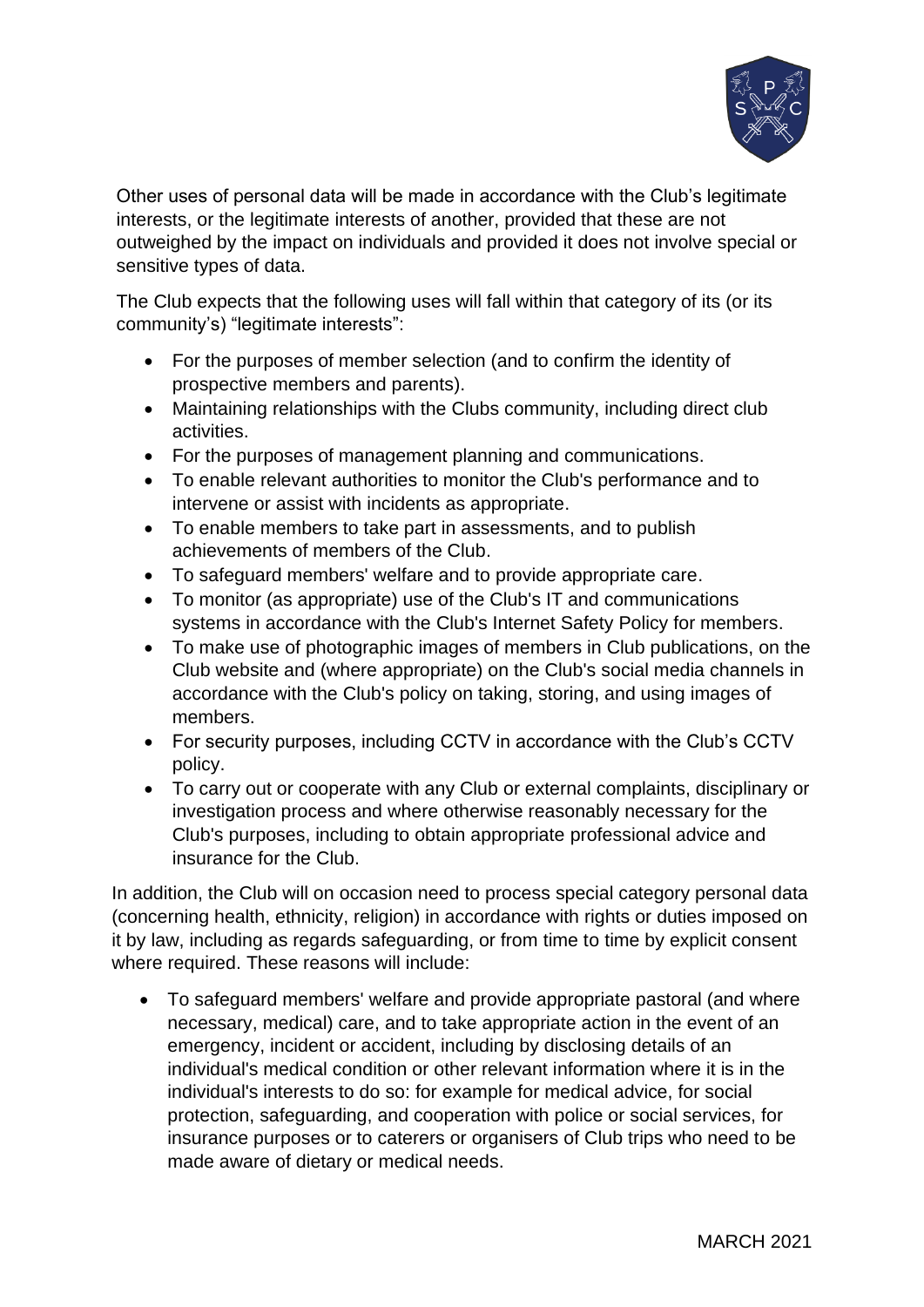Other uses of personal data will be made in accordance with the Club's legitimate interests, or the legitimate interests of another, provided that these are not outweighed by the impact on individuals and provided it does not involve special or sensitive types of data.

The Club expects that the following uses will fall within that category of its (or its community's) "legitimate interests":

- For the purposes of member selection (and to confirm the identity of prospective members and parents).
- Maintaining relationships with the Clubs community, including direct club activities.
- For the purposes of management planning and communications.
- To enable relevant authorities to monitor the Club's performance and to intervene or assist with incidents as appropriate.
- To enable members to take part in assessments, and to publish achievements of members of the Club.
- To safeguard members' welfare and to provide appropriate care.
- To monitor (as appropriate) use of the Club's IT and communications systems in accordance with the Club's Internet Safety Policy for members.
- To make use of photographic images of members in Club publications, on the Club website and (where appropriate) on the Club's social media channels in accordance with the Club's policy on taking, storing, and using images of members.
- For security purposes, including CCTV in accordance with the Club's CCTV policy.
- To carry out or cooperate with any Club or external complaints, disciplinary or investigation process and where otherwise reasonably necessary for the Club's purposes, including to obtain appropriate professional advice and insurance for the Club.

In addition, the Club will on occasion need to process special category personal data (concerning health, ethnicity, religion) in accordance with rights or duties imposed on it by law, including as regards safeguarding, or from time to time by explicit consent where required. These reasons will include:

- To safeguard members' welfare and provide appropriate pastoral (and where necessary, medical) care, and to take appropriate action in the event of an emergency, incident or accident, including by disclosing details of an individual's medical condition or other relevant information where it is in the individual's interests to do so: for example for medical advice, for social protection, safeguarding, and cooperation with police or social services, for insurance purposes or to caterers or organisers of Club trips who need to be made aware of dietary or medical needs.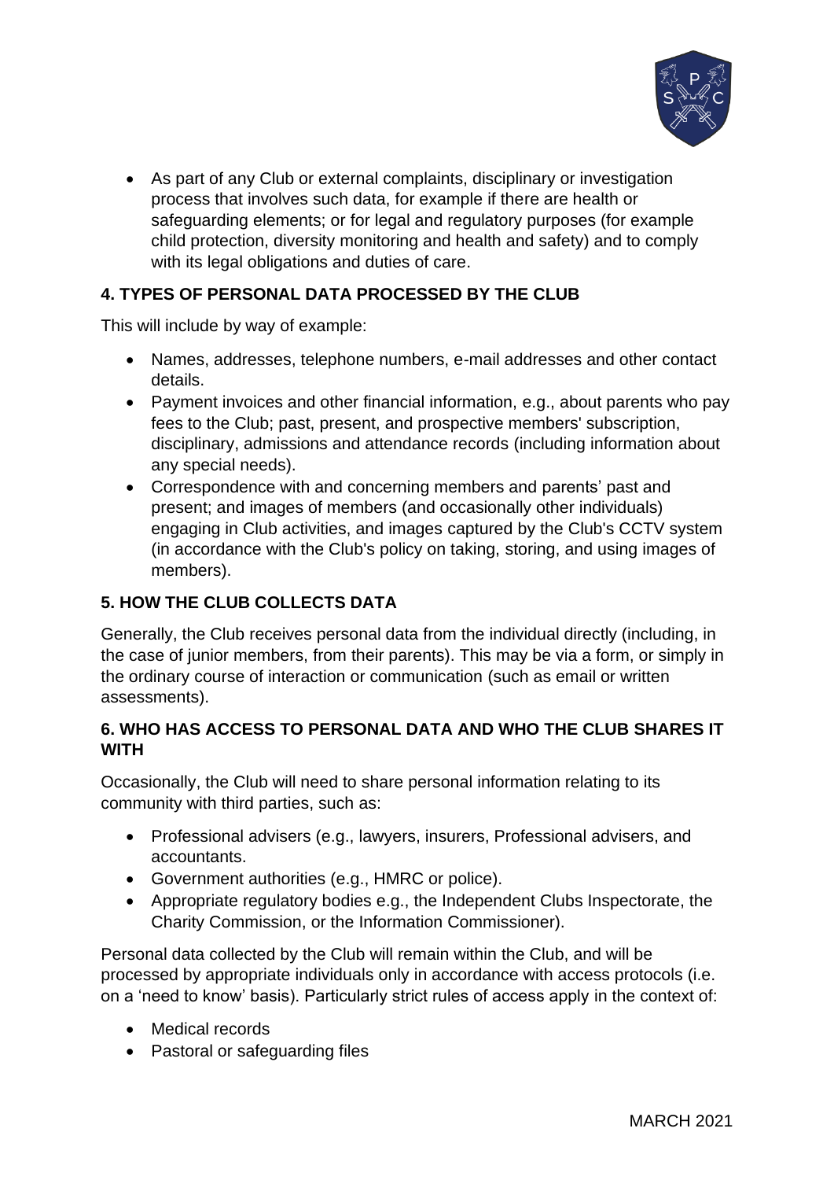- As part of any Club or external complaints, disciplinary or investigation process that involves such data, for example if there are health or safeguarding elements; or for legal and regulatory purposes (for example child protection, diversity monitoring and health and safety) and to comply with its legal obligations and duties of care.

## 4. TYPES OF PERSONAL DATA PROCESSED BY THE CLUB

This will include by way of example:

- Names, addresses, telephone numbers, e-mail addresses and other contact details.
- Payment invoices and other financial information, e.g., about parents who pay fees to the Club; past, present, and prospective members' subscription, disciplinary, admissions and attendance records (including information about any special needs).
- Correspondence with and concerning members and parents' past and present; and images of members (and occasionally other individuals) engaging in Club activities, and images captured by the Club's CCTV system (in accordance with the Club's policy on taking, storing, and using images of members).

## 5. HOW THE CLUB COLLECTS DATA

Generally, the Club receives personal data from the individual directly (including, in the case of junior members, from their parents). This may be via a form, or simply in the ordinary course of interaction or communication (such as email or written assessments).

## 6. WHO HAS ACCESS TO PERSONAL DATA AND WHO THE CLUB SHARES IT WITH

Occasionally, the Club will need to share personal information relating to its community with third parties, such as:

- Professional advisers (e.g., lawyers, insurers, Professional advisers, and accountants.
- Government authorities (e.g., HMRC or police).
- Appropriate regulatory bodies e.g., the Independent Clubs Inspectorate, the Charity Commission, or the Information Commissioner).

Personal data collected by the Club will remain within the Club, and will be processed by appropriate individuals only in accordance with access protocols (i.e. on a 'need to know' basis). Particularly strict rules of access apply in the context of:

- Medical records
- Pastoral or safeguarding files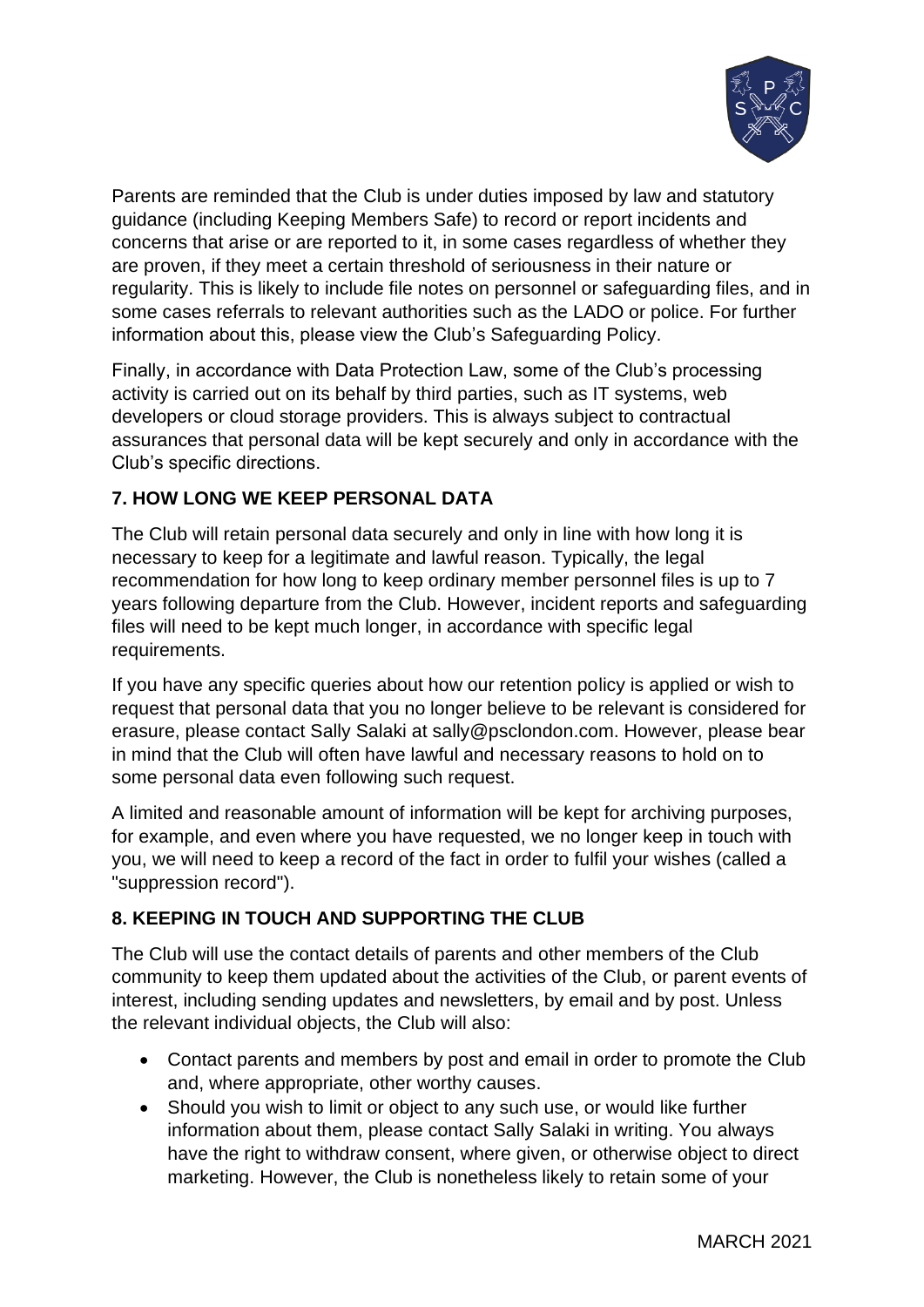Parents are reminded that the Club is under duties imposed by law and statutory guidance (including Keeping Members Safe) to record or report incidents and concerns that arise or are reported to it, in some cases regardless of whether they are proven, if they meet a certain threshold of seriousness in their nature or regularity. This is likely to include file notes on personnel or safeguarding files, and in some cases referrals to relevant authorities such as the LADO or police. For further information about this, please view the Club's Safeguarding Policy.

Finally, in accordance with Data Protection Law, some of the Club's processing activity is carried out on its behalf by third parties, such as IT systems, web developers or cloud storage providers. This is always subject to contractual assurances that personal data will be kept securely and only in accordance with the Club's specific directions.

## 7. HOW LONG WE KEEP PERSONAL DATA

The Club will retain personal data securely and only in line with how long it is necessary to keep for a legitimate and lawful reason. Typically, the legal recommendation for how long to keep ordinary member personnel files is up to 7 years following departure from the Club. However, incident reports and safeguarding files will need to be kept much longer, in accordance with specific legal requirements.

If you have any specific queries about how our retention policy is applied or wish to request that personal data that you no longer believe to be relevant is considered for erasure, please contact Sally Salaki at sally@psclondon.com. However, please bear in mind that the Club will often have lawful and necessary reasons to hold on to some personal data even following such request.

A limited and reasonable amount of information will be kept for archiving purposes, for example, and even where you have requested, we no longer keep in touch with you, we will need to keep a record of the fact in order to fulfil your wishes (called a "suppression record").

## 8. KEEPING IN TOUCH AND SUPPORTING THE CLUB

The Club will use the contact details of parents and other members of the Club community to keep them updated about the activities of the Club, or parent events of interest, including sending updates and newsletters, by email and by post. Unless the relevant individual objects, the Club will also:

- Contact parents and members by post and email in order to promote the Club and, where appropriate, other worthy causes.
- Should you wish to limit or object to any such use, or would like further information about them, please contact Sally Salaki in writing. You always have the right to withdraw consent, where given, or otherwise object to direct marketing. However, the Club is nonetheless likely to retain some of your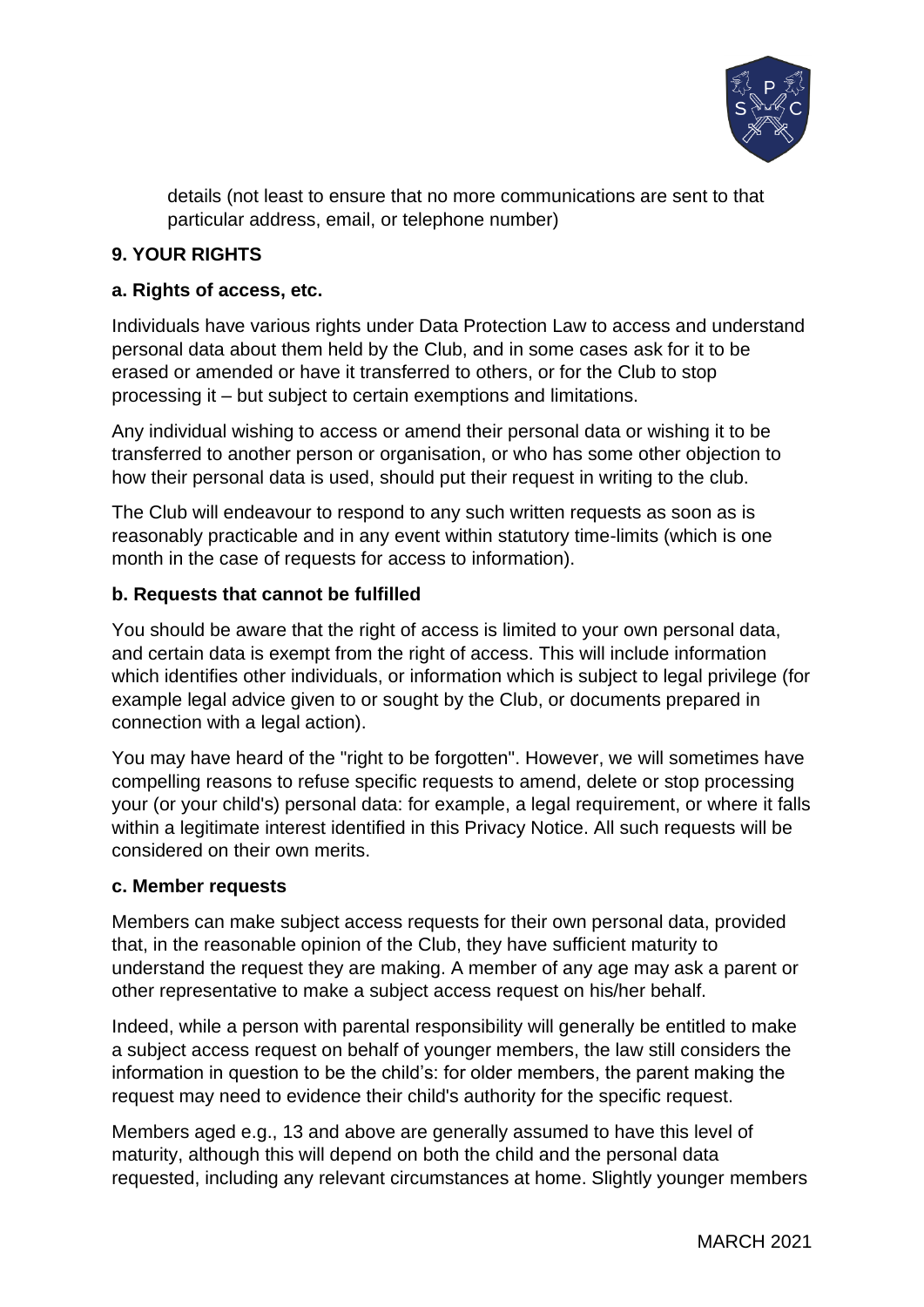details (not least to ensure that no more communications are sent to that particular address, email, or telephone number)

## 9. YOUR RIGHTS

### a. Rights of access, etc.

Individuals have various rights under Data Protection Law to access and understand personal data about them held by the Club, and in some cases ask for it to be erased or amended or have it transferred to others, or for the Club to stop processing it – but subject to certain exemptions and limitations.

Any individual wishing to access or amend their personal data or wishing it to be transferred to another person or organisation, or who has some other objection to how their personal data is used, should put their request in writing to the club.

The Club will endeavour to respond to any such written requests as soon as is reasonably practicable and in any event within statutory time-limits (which is one month in the case of requests for access to information).

### b. Requests that cannot be fulfilled

You should be aware that the right of access is limited to your own personal data, and certain data is exempt from the right of access. This will include information which identifies other individuals, or information which is subject to legal privilege (for example legal advice given to or sought by the Club, or documents prepared in connection with a legal action).

You may have heard of the "right to be forgotten". However, we will sometimes have compelling reasons to refuse specific requests to amend, delete or stop processing your (or your child's) personal data: for example, a legal requirement, or where it falls within a legitimate interest identified in this Privacy Notice. All such requests will be considered on their own merits.

### c. Member requests

Members can make subject access requests for their own personal data, provided that, in the reasonable opinion of the Club, they have sufficient maturity to understand the request they are making. A member of any age may ask a parent or other representative to make a subject access request on his/her behalf.

Indeed, while a person with parental responsibility will generally be entitled to make a subject access request on behalf of younger members, the law still considers the information in question to be the child's: for older members, the parent making the request may need to evidence their child's authority for the specific request.

Members aged e.g., 13 and above are generally assumed to have this level of maturity, although this will depend on both the child and the personal data requested, including any relevant circumstances at home. Slightly younger members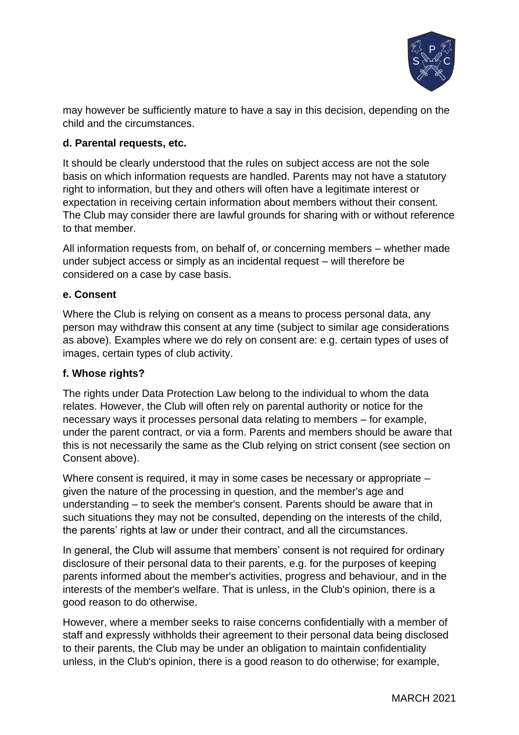may however be sufficiently mature to have a say in this decision, depending on the child and the circumstances.

### d. Parental requests, etc.

It should be clearly understood that the rules on subject access are not the sole basis on which information requests are handled. Parents may not have a statutory right to information, but they and others will often have a legitimate interest or expectation in receiving certain information about members without their consent. The Club may consider there are lawful grounds for sharing with or without reference to that member.

All information requests from, on behalf of, or concerning members – whether made under subject access or simply as an incidental request – will therefore be considered on a case by case basis.

### e. Consent

Where the Club is relying on consent as a means to process personal data, any person may withdraw this consent at any time (subject to similar age considerations as above). Examples where we do rely on consent are: e.g. certain types of uses of images, certain types of club activity.

### f. Whose rights?

The rights under Data Protection Law belong to the individual to whom the data relates. However, the Club will often rely on parental authority or notice for the necessary ways it processes personal data relating to members – for example, under the parent contract, or via a form. Parents and members should be aware that this is not necessarily the same as the Club relying on strict consent (see section on Consent above).

Where consent is required, it may in some cases be necessary or appropriate – given the nature of the processing in question, and the member's age and understanding – to seek the member's consent. Parents should be aware that in such situations they may not be consulted, depending on the interests of the child, the parents' rights at law or under their contract, and all the circumstances.

In general, the Club will assume that members' consent is not required for ordinary disclosure of their personal data to their parents, e.g. for the purposes of keeping parents informed about the member's activities, progress and behaviour, and in the interests of the member's welfare. That is unless, in the Club's opinion, there is a good reason to do otherwise.

However, where a member seeks to raise concerns confidentially with a member of staff and expressly withholds their agreement to their personal data being disclosed to their parents, the Club may be under an obligation to maintain confidentiality unless, in the Club's opinion, there is a good reason to do otherwise; for example,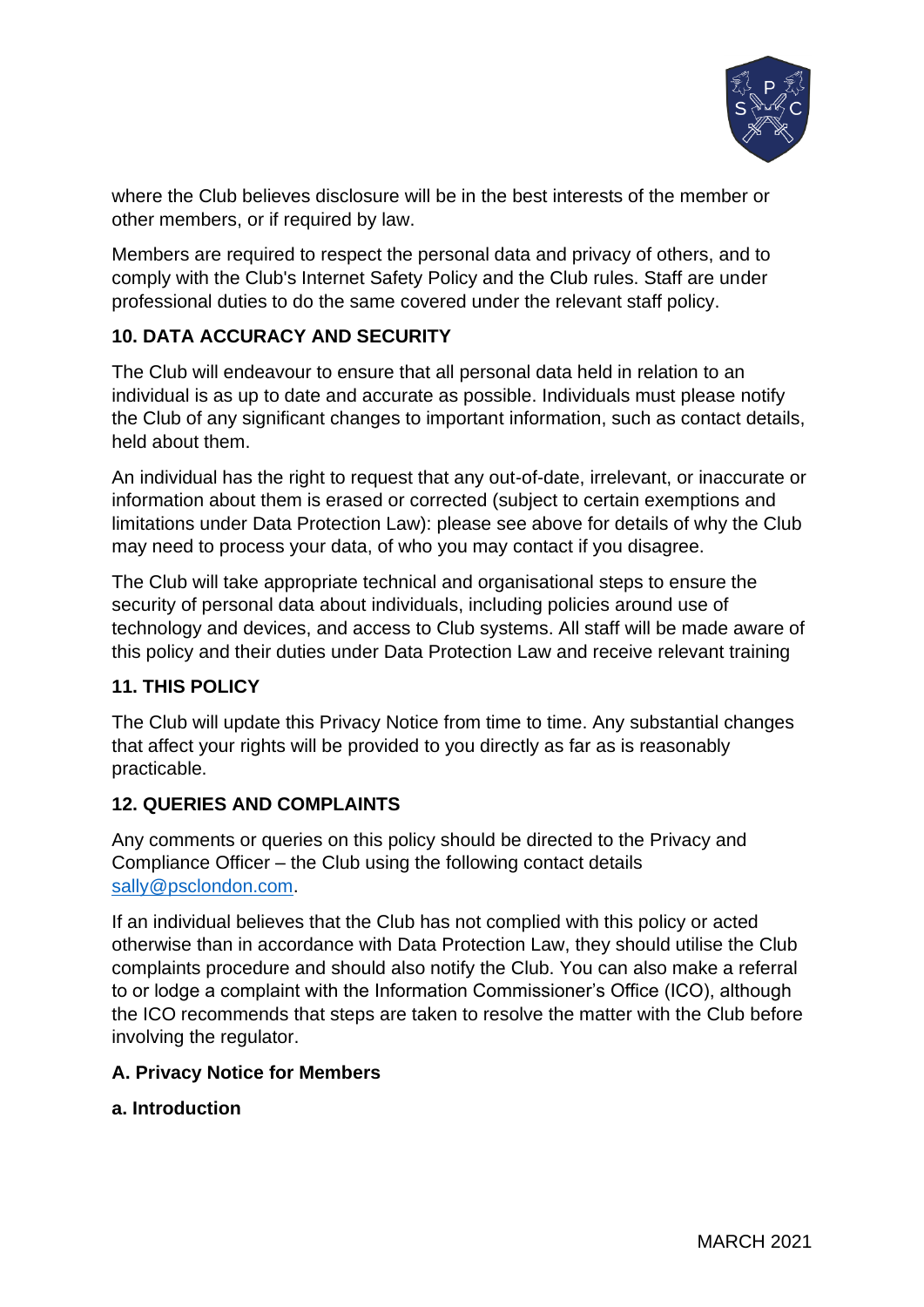where the Club believes disclosure will be in the best interests of the member or other members, or if required by law.

Members are required to respect the personal data and privacy of others, and to comply with the Club's Internet Safety Policy and the Club rules. Staff are under professional duties to do the same covered under the relevant staff policy.

## 10. DATA ACCURACY AND SECURITY

The Club will endeavour to ensure that all personal data held in relation to an individual is as up to date and accurate as possible. Individuals must please notify the Club of any significant changes to important information, such as contact details, held about them.

An individual has the right to request that any out-of-date, irrelevant, or inaccurate or information about them is erased or corrected (subject to certain exemptions and limitations under Data Protection Law): please see above for details of why the Club may need to process your data, of who you may contact if you disagree.

The Club will take appropriate technical and organisational steps to ensure the security of personal data about individuals, including policies around use of technology and devices, and access to Club systems. All staff will be made aware of this policy and their duties under Data Protection Law and receive relevant training

## 11. THIS POLICY

The Club will update this Privacy Notice from time to time. Any substantial changes that affect your rights will be provided to you directly as far as is reasonably practicable.

## 12. QUERIES AND COMPLAINTS

Any comments or queries on this policy should be directed to the Privacy and Compliance Officer – the Club using the following contact details sally@psclondon.com.

If an individual believes that the Club has not complied with this policy or acted otherwise than in accordance with Data Protection Law, they should utilise the Club complaints procedure and should also notify the Club. You can also make a referral to or lodge a complaint with the Information Commissioner's Office (ICO), although the ICO recommends that steps are taken to resolve the matter with the Club before involving the regulator.

## A. Privacy Notice for Members

### a. Introduction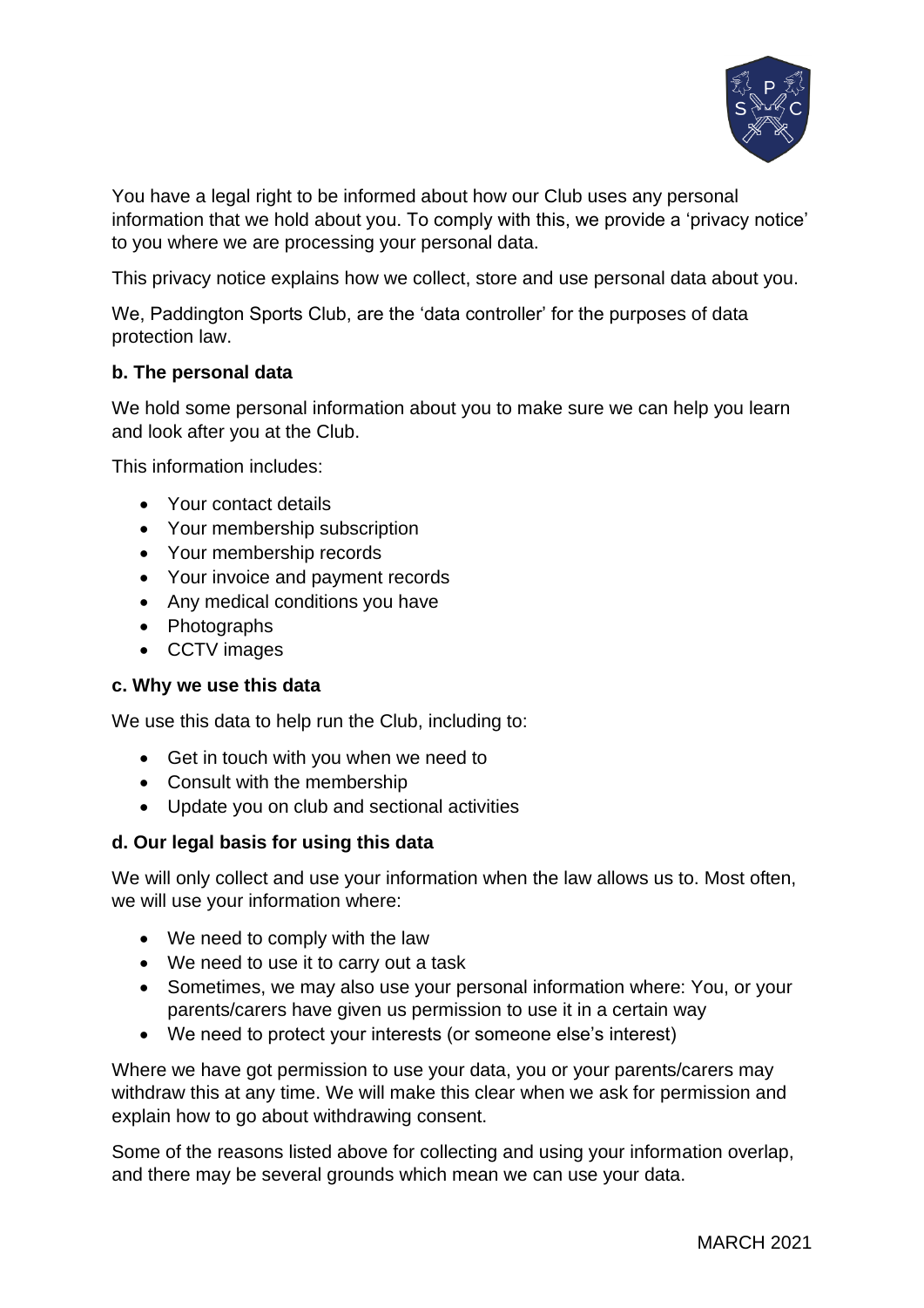You have a legal right to be informed about how our Club uses any personal information that we hold about you. To comply with this, we provide a 'privacy notice' to you where we are processing your personal data.

This privacy notice explains how we collect, store and use personal data about you.

We, Paddington Sports Club, are the 'data controller' for the purposes of data protection law.

**b. The personal data**

We hold some personal information about you to make sure we can help you learn and look after you at the Club.

This information includes:

- Your contact details
- Your membership subscription
- Your membership records
- Your invoice and payment records
- Any medical conditions you have
- Photographs
- CCTV images

**c. Why we use this data**

We use this data to help run the Club, including to:

- Get in touch with you when we need to
- Consult with the membership
- Update you on club and sectional activities

**d. Our legal basis for using this data**

We will only collect and use your information when the law allows us to. Most often, we will use your information where:

- We need to comply with the law
- We need to use it to carry out a task
- Sometimes, we may also use your personal information where: You, or your parents/carers have given us permission to use it in a certain way
- We need to protect your interests (or someone else's interest)

Where we have got permission to use your data, you or your parents/carers may withdraw this at any time. We will make this clear when we ask for permission and explain how to go about withdrawing consent.

Some of the reasons listed above for collecting and using your information overlap, and there may be several grounds which mean we can use your data.

MARCH 2021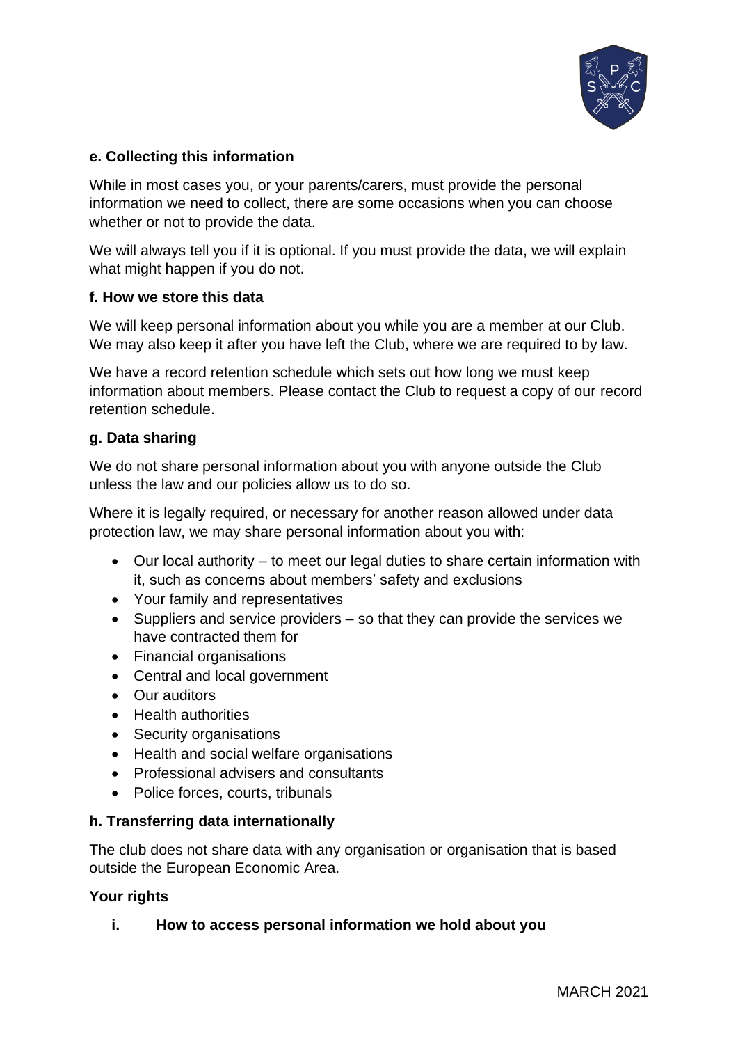**e. Collecting this information**

While in most cases you, or your parents/carers, must provide the personal information we need to collect, there are some occasions when you can choose whether or not to provide the data.

We will always tell you if it is optional. If you must provide the data, we will explain what might happen if you do not.

**f. How we store this data**

We will keep personal information about you while you are a member at our Club. We may also keep it after you have left the Club, where we are required to by law.

We have a record retention schedule which sets out how long we must keep information about members. Please contact the Club to request a copy of our record retention schedule.

**g. Data sharing**

We do not share personal information about you with anyone outside the Club unless the law and our policies allow us to do so.

Where it is legally required, or necessary for another reason allowed under data protection law, we may share personal information about you with:

- Our local authority – to meet our legal duties to share certain information with it, such as concerns about members' safety and exclusions
- Your family and representatives
- Suppliers and service providers – so that they can provide the services we have contracted them for
- Financial organisations
- Central and local government
- Our auditors
- Health authorities
- Security organisations
- Health and social welfare organisations
- Professional advisers and consultants
- Police forces, courts, tribunals

**h. Transferring data internationally**

The club does not share data with any organisation or organisation that is based outside the European Economic Area.

**Your rights**

**i. How to access personal information we hold about you**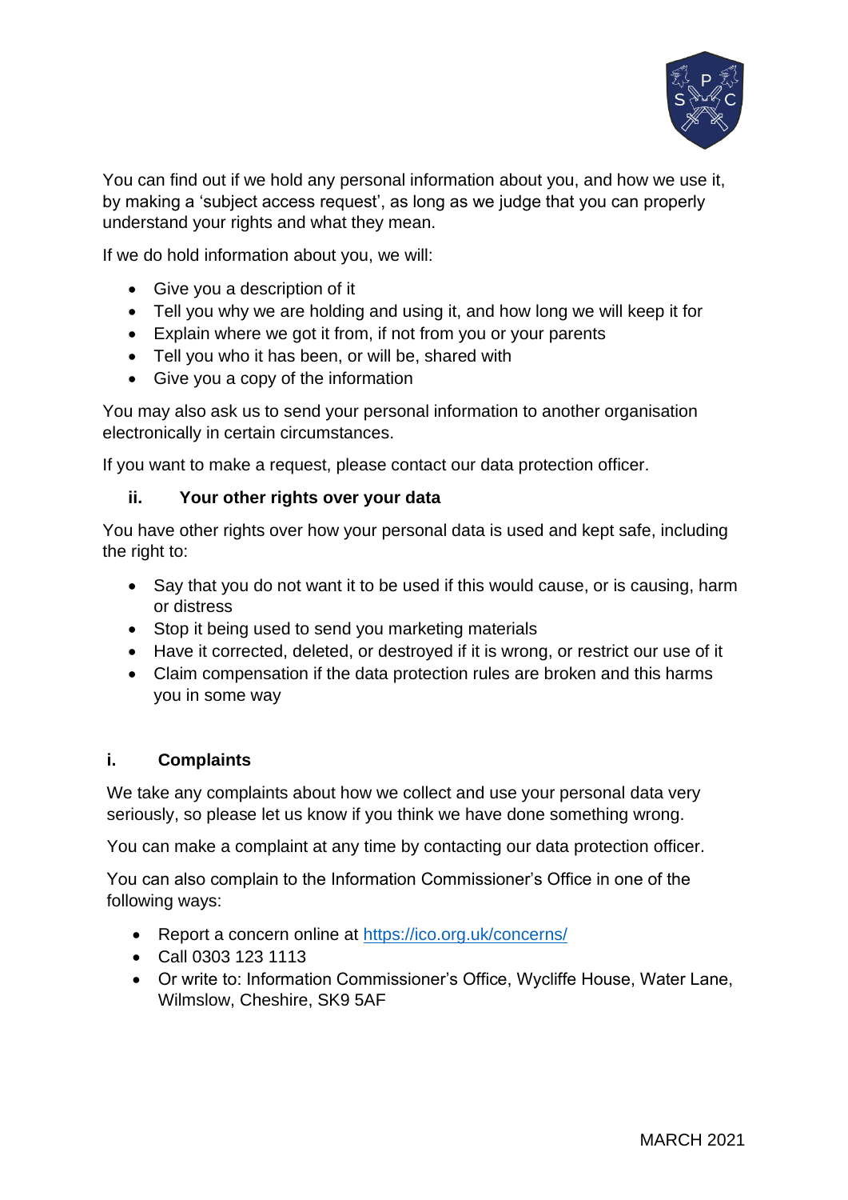You can find out if we hold any personal information about you, and how we use it, by making a 'subject access request', as long as we judge that you can properly understand your rights and what they mean.

If we do hold information about you, we will:

- Give you a description of it
- Tell you why we are holding and using it, and how long we will keep it for
- Explain where we got it from, if not from you or your parents
- Tell you who it has been, or will be, shared with
- Give you a copy of the information

You may also ask us to send your personal information to another organisation electronically in certain circumstances.

If you want to make a request, please contact our data protection officer.

### ii. Your other rights over your data

You have other rights over how your personal data is used and kept safe, including the right to:

- Say that you do not want it to be used if this would cause, or is causing, harm or distress
- Stop it being used to send you marketing materials
- Have it corrected, deleted, or destroyed if it is wrong, or restrict our use of it
- Claim compensation if the data protection rules are broken and this harms you in some way

## i. Complaints

We take any complaints about how we collect and use your personal data very seriously, so please let us know if you think we have done something wrong.

You can make a complaint at any time by contacting our data protection officer.

You can also complain to the Information Commissioner's Office in one of the following ways:

- Report a concern online at https://ico.org.uk/concerns/
- Call 0303 123 1113
- Or write to: Information Commissioner's Office, Wycliffe House, Water Lane, Wilmslow, Cheshire, SK9 5AF

MARCH 2021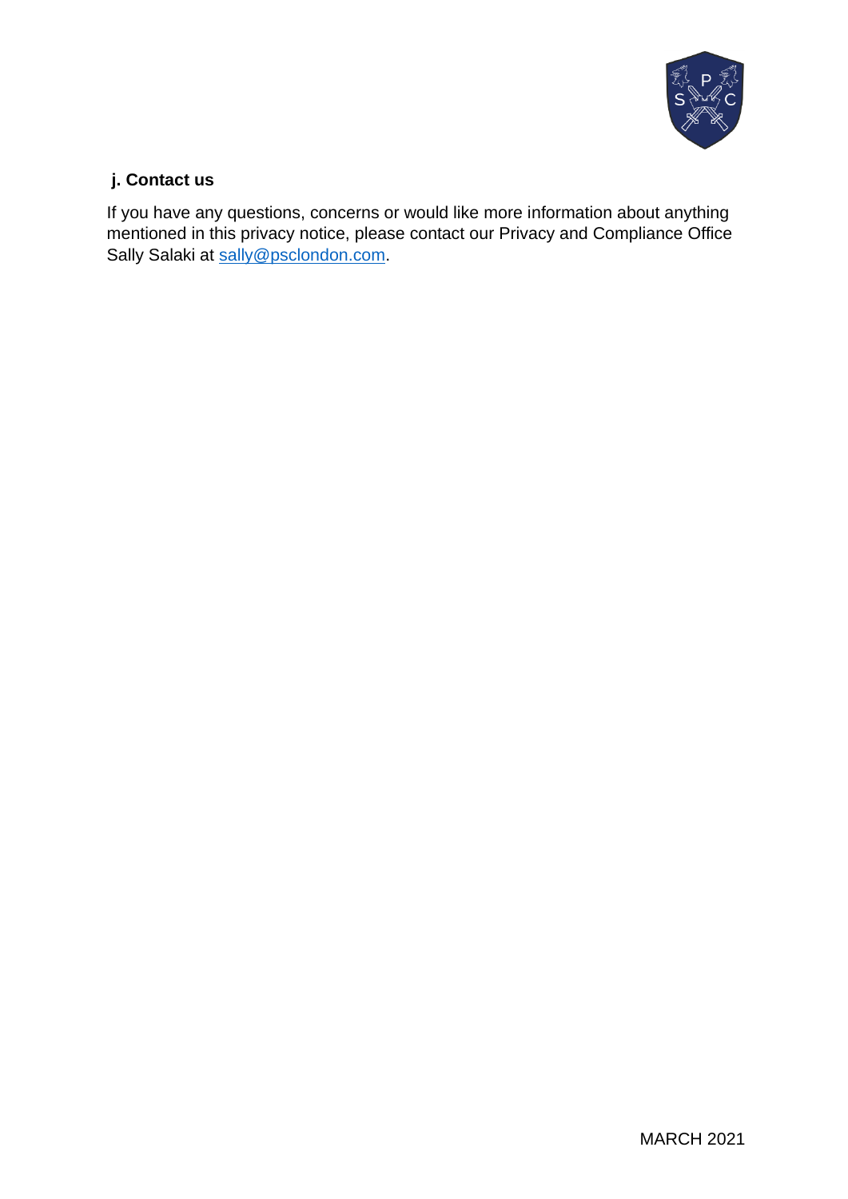### j. Contact us

If you have any questions, concerns or would like more information about anything mentioned in this privacy notice, please contact our Privacy and Compliance Office Sally Salaki at sally@psclondon.com.

MARCH 2021